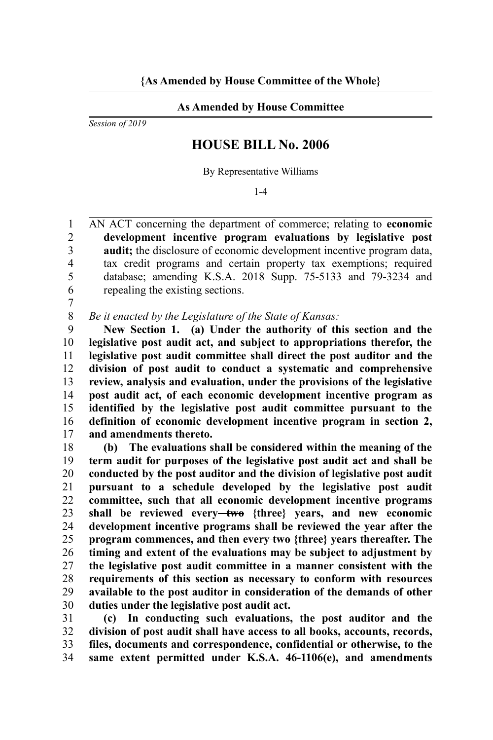**{As Amended by House Committee of the Whole}**

**As Amended by House Committee**

*Session of 2019*

# HOUSE BILL No. 2006

By Representative Williams

1-4

AN ACT concerning the department of commerce; relating to **economic development incentive program evaluations by legislative post audit;** the disclosure of economic development incentive program data, tax credit programs and certain property tax exemptions; required database; amending K.S.A. 2018 Supp. 75-5133 and 79-3234 and repealing the existing sections.

*Be it enacted by the Legislature of the State of Kansas:*

**New Section 1. (a) Under the authority of this section and the legislative post audit act, and subject to appropriations therefor, the legislative post audit committee shall direct the post auditor and the division of post audit to conduct a systematic and comprehensive review, analysis and evaluation, under the provisions of the legislative post audit act, of each economic development incentive program as identified by the legislative post audit committee pursuant to the definition of economic development incentive program in section 2, and amendments thereto.**

**(b) The evaluations shall be considered within the meaning of the term audit for purposes of the legislative post audit act and shall be conducted by the post auditor and the division of legislative post audit pursuant to a schedule developed by the legislative post audit committee, such that all economic development incentive programs shall be reviewed every ~~two~~ {three} years, and new economic development incentive programs shall be reviewed the year after the program commences, and then every ~~two~~ {three} years thereafter. The timing and extent of the evaluations may be subject to adjustment by the legislative post audit committee in a manner consistent with the requirements of this section as necessary to conform with resources available to the post auditor in consideration of the demands of other duties under the legislative post audit act.**

**(c) In conducting such evaluations, the post auditor and the division of post audit shall have access to all books, accounts, records, files, documents and correspondence, confidential or otherwise, to the same extent permitted under K.S.A. 46-1106(e), and amendments**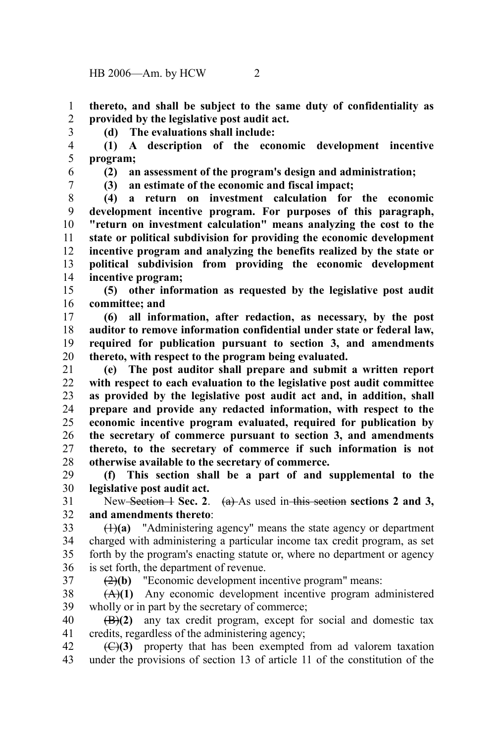**thereto, and shall be subject to the same duty of confidentiality as provided by the legislative post audit act.**

**(d) The evaluations shall include:**

**(1) A description of the economic development incentive program;**

**(2) an assessment of the program's design and administration;**

**(3) an estimate of the economic and fiscal impact;**

**(4) a return on investment calculation for the economic development incentive program. For purposes of this paragraph, "return on investment calculation" means analyzing the cost to the state or political subdivision for providing the economic development incentive program and analyzing the benefits realized by the state or political subdivision from providing the economic development incentive program;**

**(5) other information as requested by the legislative post audit committee; and**

**(6) all information, after redaction, as necessary, by the post auditor to remove information confidential under state or federal law, required for publication pursuant to section 3, and amendments thereto, with respect to the program being evaluated.**

**(e) The post auditor shall prepare and submit a written report with respect to each evaluation to the legislative post audit committee as provided by the legislative post audit act and, in addition, shall prepare and provide any redacted information, with respect to the economic incentive program evaluated, required for publication by the secretary of commerce pursuant to section 3, and amendments thereto, to the secretary of commerce if such information is not otherwise available to the secretary of commerce.**

**(f) This section shall be a part of and supplemental to the legislative post audit act.**

New ~~Section 1~~ **Sec. 2**. ~~(a)~~ As used in ~~this section~~ **sections 2 and 3, and amendments thereto**:

~~(1)~~**(a)** "Administering agency" means the state agency or department charged with administering a particular income tax credit program, as set forth by the program's enacting statute or, where no department or agency is set forth, the department of revenue.

~~(2)~~**(b)** "Economic development incentive program" means:

~~(A)~~**(1)** Any economic development incentive program administered wholly or in part by the secretary of commerce;

~~(B)~~**(2)** any tax credit program, except for social and domestic tax credits, regardless of the administering agency;

~~(C)~~**(3)** property that has been exempted from ad valorem taxation under the provisions of section 13 of article 11 of the constitution of the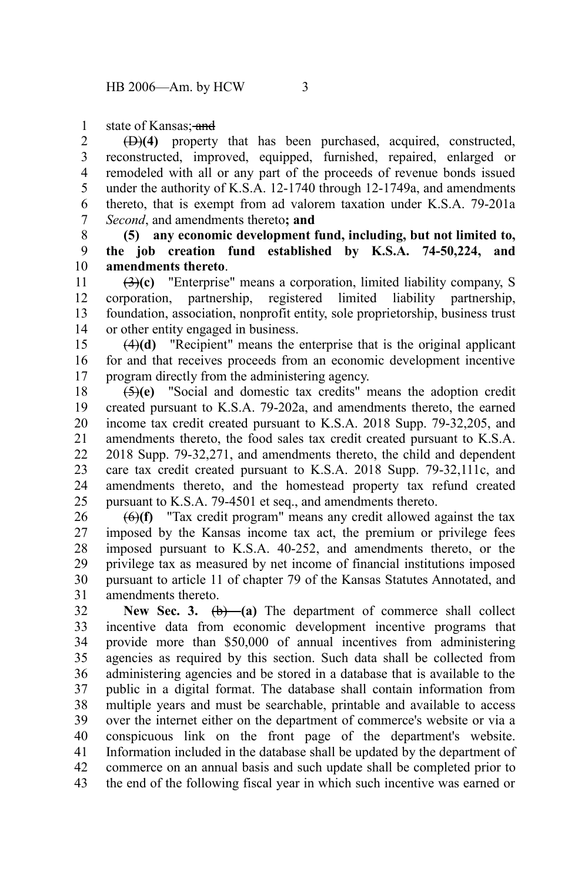state of Kansas; ~~and~~

~~(D)~~**(4)** property that has been purchased, acquired, constructed, reconstructed, improved, equipped, furnished, repaired, enlarged or remodeled with all or any part of the proceeds of revenue bonds issued under the authority of K.S.A. 12-1740 through 12-1749a, and amendments thereto, that is exempt from ad valorem taxation under K.S.A. 79-201a *Second*, and amendments thereto**; and**

**(5) any economic development fund, including, but not limited to, the job creation fund established by K.S.A. 74-50,224, and amendments thereto**.

~~(3)~~**(c)** "Enterprise" means a corporation, limited liability company, S corporation, partnership, registered limited liability partnership, foundation, association, nonprofit entity, sole proprietorship, business trust or other entity engaged in business.

~~(4)~~**(d)** "Recipient" means the enterprise that is the original applicant for and that receives proceeds from an economic development incentive program directly from the administering agency.

~~(5)~~**(e)** "Social and domestic tax credits" means the adoption credit created pursuant to K.S.A. 79-202a, and amendments thereto, the earned income tax credit created pursuant to K.S.A. 2018 Supp. 79-32,205, and amendments thereto, the food sales tax credit created pursuant to K.S.A. 2018 Supp. 79-32,271, and amendments thereto, the child and dependent care tax credit created pursuant to K.S.A. 2018 Supp. 79-32,111c, and amendments thereto, and the homestead property tax refund created pursuant to K.S.A. 79-4501 et seq., and amendments thereto.

~~(6)~~**(f)** "Tax credit program" means any credit allowed against the tax imposed by the Kansas income tax act, the premium or privilege fees imposed pursuant to K.S.A. 40-252, and amendments thereto, or the privilege tax as measured by net income of financial institutions imposed pursuant to article 11 of chapter 79 of the Kansas Statutes Annotated, and amendments thereto.

**New Sec. 3.** ~~(b)~~ **(a)** The department of commerce shall collect incentive data from economic development incentive programs that provide more than $50,000 of annual incentives from administering agencies as required by this section. Such data shall be collected from administering agencies and be stored in a database that is available to the public in a digital format. The database shall contain information from multiple years and must be searchable, printable and available to access over the internet either on the department of commerce's website or via a conspicuous link on the front page of the department's website. Information included in the database shall be updated by the department of commerce on an annual basis and such update shall be completed prior to the end of the following fiscal year in which such incentive was earned or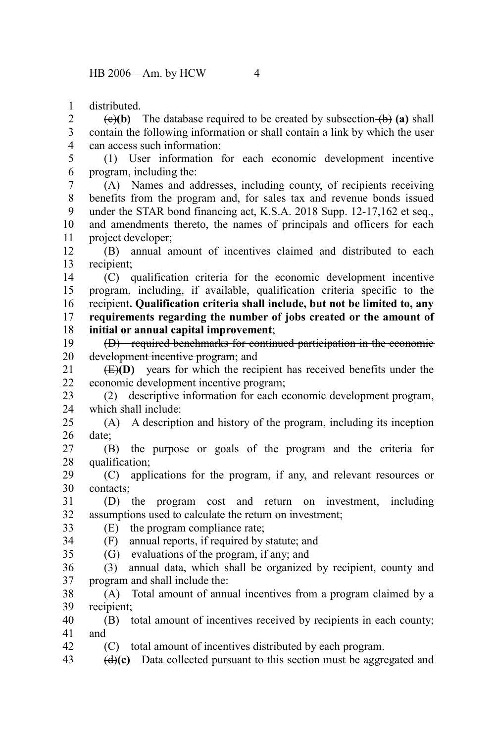distributed.

~~(c)~~**(b)** The database required to be created by subsection ~~(b)~~ **(a)** shall contain the following information or shall contain a link by which the user can access such information:

(1) User information for each economic development incentive program, including the:

(A) Names and addresses, including county, of recipients receiving benefits from the program and, for sales tax and revenue bonds issued under the STAR bond financing act, K.S.A. 2018 Supp. 12-17,162 et seq., and amendments thereto, the names of principals and officers for each project developer;

(B) annual amount of incentives claimed and distributed to each recipient;

(C) qualification criteria for the economic development incentive program, including, if available, qualification criteria specific to the recipient**. Qualification criteria shall include, but not be limited to, any requirements regarding the number of jobs created or the amount of initial or annual capital improvement**;

~~(D) required benchmarks for continued participation in the economic development incentive program;~~ and

~~(E)~~**(D)** years for which the recipient has received benefits under the economic development incentive program;

(2) descriptive information for each economic development program, which shall include:

(A) A description and history of the program, including its inception date;

(B) the purpose or goals of the program and the criteria for qualification;

(C) applications for the program, if any, and relevant resources or contacts;

(D) the program cost and return on investment, including assumptions used to calculate the return on investment;

(E) the program compliance rate;

(F) annual reports, if required by statute; and

(G) evaluations of the program, if any; and

(3) annual data, which shall be organized by recipient, county and program and shall include the:

(A) Total amount of annual incentives from a program claimed by a recipient;

(B) total amount of incentives received by recipients in each county; and

(C) total amount of incentives distributed by each program.

~~(d)~~**(c)** Data collected pursuant to this section must be aggregated and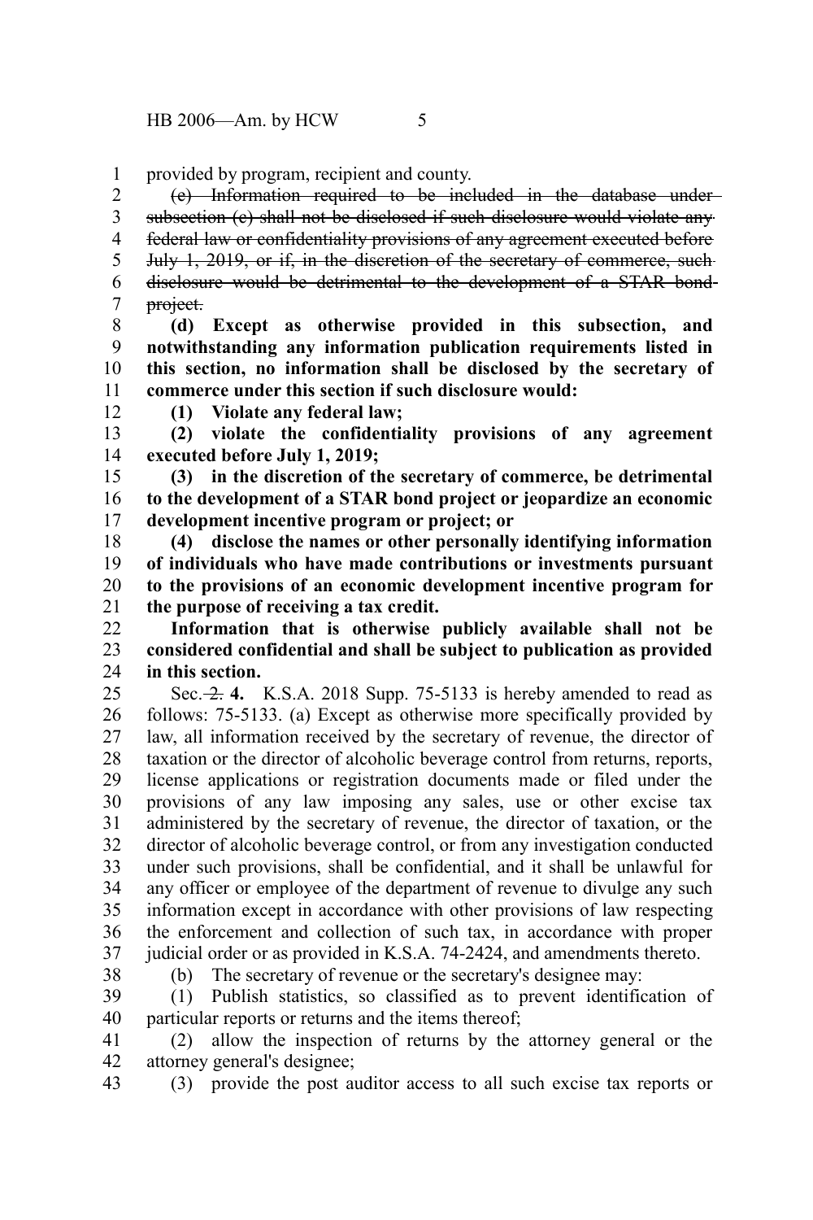provided by program, recipient and county.

~~(e) Information required to be included in the database under subsection (c) shall not be disclosed if such disclosure would violate any federal law or confidentiality provisions of any agreement executed before July 1, 2019, or if, in the discretion of the secretary of commerce, such disclosure would be detrimental to the development of a STAR bond project.~~

**(d) Except as otherwise provided in this subsection, and notwithstanding any information publication requirements listed in this section, no information shall be disclosed by the secretary of commerce under this section if such disclosure would:**

**(1) Violate any federal law;**

**(2) violate the confidentiality provisions of any agreement executed before July 1, 2019;**

**(3) in the discretion of the secretary of commerce, be detrimental to the development of a STAR bond project or jeopardize an economic development incentive program or project; or**

**(4) disclose the names or other personally identifying information of individuals who have made contributions or investments pursuant to the provisions of an economic development incentive program for the purpose of receiving a tax credit.**

**Information that is otherwise publicly available shall not be considered confidential and shall be subject to publication as provided in this section.**

Sec. ~~2.~~ **4.** K.S.A. 2018 Supp. 75-5133 is hereby amended to read as follows: 75-5133. (a) Except as otherwise more specifically provided by law, all information received by the secretary of revenue, the director of taxation or the director of alcoholic beverage control from returns, reports, license applications or registration documents made or filed under the provisions of any law imposing any sales, use or other excise tax administered by the secretary of revenue, the director of taxation, or the director of alcoholic beverage control, or from any investigation conducted under such provisions, shall be confidential, and it shall be unlawful for any officer or employee of the department of revenue to divulge any such information except in accordance with other provisions of law respecting the enforcement and collection of such tax, in accordance with proper judicial order or as provided in K.S.A. 74-2424, and amendments thereto.

(b) The secretary of revenue or the secretary's designee may:

(1) Publish statistics, so classified as to prevent identification of particular reports or returns and the items thereof;

(2) allow the inspection of returns by the attorney general or the attorney general's designee;

(3) provide the post auditor access to all such excise tax reports or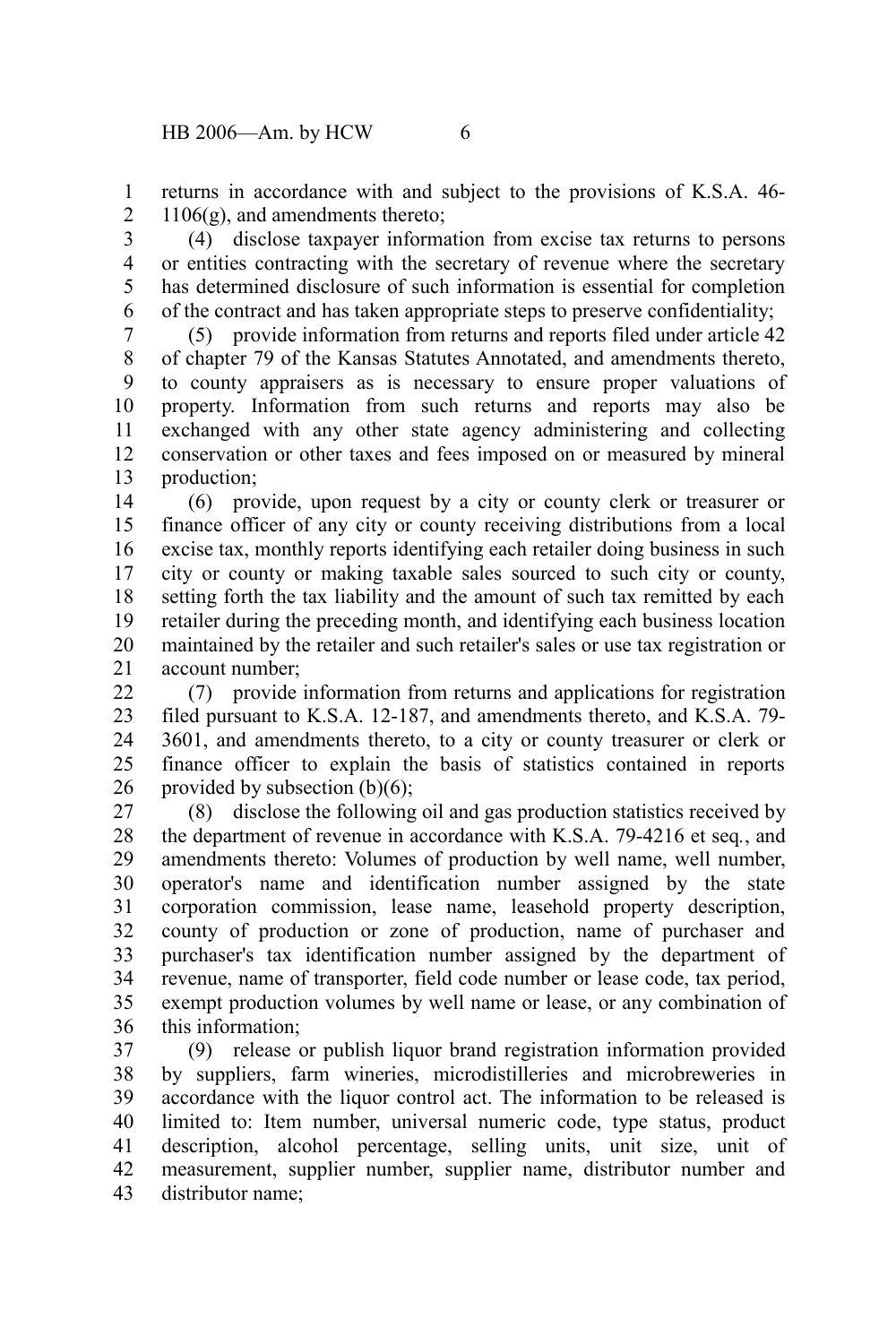returns in accordance with and subject to the provisions of K.S.A. 46-1106(g), and amendments thereto;

(4) disclose taxpayer information from excise tax returns to persons or entities contracting with the secretary of revenue where the secretary has determined disclosure of such information is essential for completion of the contract and has taken appropriate steps to preserve confidentiality;

(5) provide information from returns and reports filed under article 42 of chapter 79 of the Kansas Statutes Annotated, and amendments thereto, to county appraisers as is necessary to ensure proper valuations of property. Information from such returns and reports may also be exchanged with any other state agency administering and collecting conservation or other taxes and fees imposed on or measured by mineral production;

(6) provide, upon request by a city or county clerk or treasurer or finance officer of any city or county receiving distributions from a local excise tax, monthly reports identifying each retailer doing business in such city or county or making taxable sales sourced to such city or county, setting forth the tax liability and the amount of such tax remitted by each retailer during the preceding month, and identifying each business location maintained by the retailer and such retailer's sales or use tax registration or account number;

(7) provide information from returns and applications for registration filed pursuant to K.S.A. 12-187, and amendments thereto, and K.S.A. 79-3601, and amendments thereto, to a city or county treasurer or clerk or finance officer to explain the basis of statistics contained in reports provided by subsection (b)(6);

(8) disclose the following oil and gas production statistics received by the department of revenue in accordance with K.S.A. 79-4216 et seq., and amendments thereto: Volumes of production by well name, well number, operator's name and identification number assigned by the state corporation commission, lease name, leasehold property description, county of production or zone of production, name of purchaser and purchaser's tax identification number assigned by the department of revenue, name of transporter, field code number or lease code, tax period, exempt production volumes by well name or lease, or any combination of this information;

(9) release or publish liquor brand registration information provided by suppliers, farm wineries, microdistilleries and microbreweries in accordance with the liquor control act. The information to be released is limited to: Item number, universal numeric code, type status, product description, alcohol percentage, selling units, unit size, unit of measurement, supplier number, supplier name, distributor number and distributor name;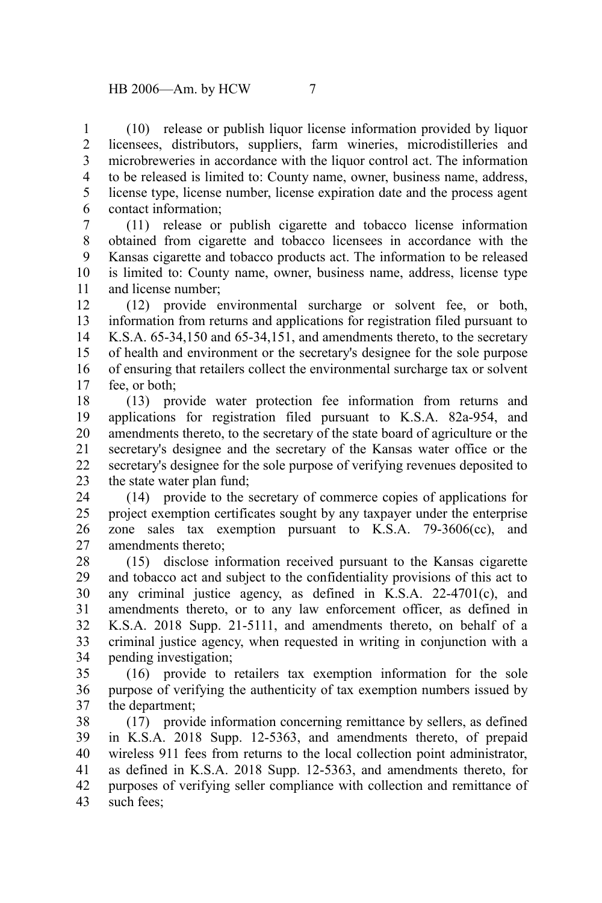(10) release or publish liquor license information provided by liquor licensees, distributors, suppliers, farm wineries, microdistilleries and microbreweries in accordance with the liquor control act. The information to be released is limited to: County name, owner, business name, address, license type, license number, license expiration date and the process agent contact information;

(11) release or publish cigarette and tobacco license information obtained from cigarette and tobacco licensees in accordance with the Kansas cigarette and tobacco products act. The information to be released is limited to: County name, owner, business name, address, license type and license number;

(12) provide environmental surcharge or solvent fee, or both, information from returns and applications for registration filed pursuant to K.S.A. 65-34,150 and 65-34,151, and amendments thereto, to the secretary of health and environment or the secretary's designee for the sole purpose of ensuring that retailers collect the environmental surcharge tax or solvent fee, or both;

(13) provide water protection fee information from returns and applications for registration filed pursuant to K.S.A. 82a-954, and amendments thereto, to the secretary of the state board of agriculture or the secretary's designee and the secretary of the Kansas water office or the secretary's designee for the sole purpose of verifying revenues deposited to the state water plan fund;

(14) provide to the secretary of commerce copies of applications for project exemption certificates sought by any taxpayer under the enterprise zone sales tax exemption pursuant to K.S.A. 79-3606(cc), and amendments thereto;

(15) disclose information received pursuant to the Kansas cigarette and tobacco act and subject to the confidentiality provisions of this act to any criminal justice agency, as defined in K.S.A. 22-4701(c), and amendments thereto, or to any law enforcement officer, as defined in K.S.A. 2018 Supp. 21-5111, and amendments thereto, on behalf of a criminal justice agency, when requested in writing in conjunction with a pending investigation;

(16) provide to retailers tax exemption information for the sole purpose of verifying the authenticity of tax exemption numbers issued by the department;

(17) provide information concerning remittance by sellers, as defined in K.S.A. 2018 Supp. 12-5363, and amendments thereto, of prepaid wireless 911 fees from returns to the local collection point administrator, as defined in K.S.A. 2018 Supp. 12-5363, and amendments thereto, for purposes of verifying seller compliance with collection and remittance of such fees;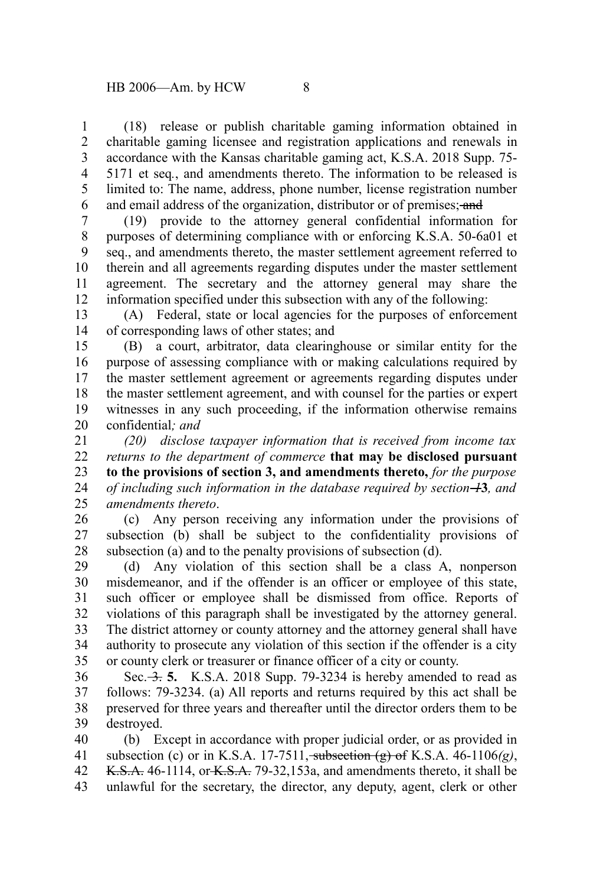(18) release or publish charitable gaming information obtained in charitable gaming licensee and registration applications and renewals in accordance with the Kansas charitable gaming act, K.S.A. 2018 Supp. 75-5171 et seq., and amendments thereto. The information to be released is limited to: The name, address, phone number, license registration number and email address of the organization, distributor or of premises; ~~and~~

(19) provide to the attorney general confidential information for purposes of determining compliance with or enforcing K.S.A. 50-6a01 et seq., and amendments thereto, the master settlement agreement referred to therein and all agreements regarding disputes under the master settlement agreement. The secretary and the attorney general may share the information specified under this subsection with any of the following:

(A) Federal, state or local agencies for the purposes of enforcement of corresponding laws of other states; and

(B) a court, arbitrator, data clearinghouse or similar entity for the purpose of assessing compliance with or making calculations required by the master settlement agreement or agreements regarding disputes under the master settlement agreement, and with counsel for the parties or expert witnesses in any such proceeding, if the information otherwise remains confidential*; and*

*(20) disclose taxpayer information that is received from income tax returns to the department of commerce* **that may be disclosed pursuant to the provisions of section 3, and amendments thereto,** *for the purpose of including such information in the database required by section ~~1~~***3***, and amendments thereto*.

(c) Any person receiving any information under the provisions of subsection (b) shall be subject to the confidentiality provisions of subsection (a) and to the penalty provisions of subsection (d).

(d) Any violation of this section shall be a class A, nonperson misdemeanor, and if the offender is an officer or employee of this state, such officer or employee shall be dismissed from office. Reports of violations of this paragraph shall be investigated by the attorney general. The district attorney or county attorney and the attorney general shall have authority to prosecute any violation of this section if the offender is a city or county clerk or treasurer or finance officer of a city or county.

Sec. ~~3.~~ **5.** K.S.A. 2018 Supp. 79-3234 is hereby amended to read as follows: 79-3234. (a) All reports and returns required by this act shall be preserved for three years and thereafter until the director orders them to be destroyed.

(b) Except in accordance with proper judicial order, or as provided in subsection (c) or in K.S.A. 17-7511, ~~subsection (g) of~~ K.S.A. 46-1106*(g)*, ~~K.S.A.~~ 46-1114, or ~~K.S.A.~~ 79-32,153a, and amendments thereto, it shall be unlawful for the secretary, the director, any deputy, agent, clerk or other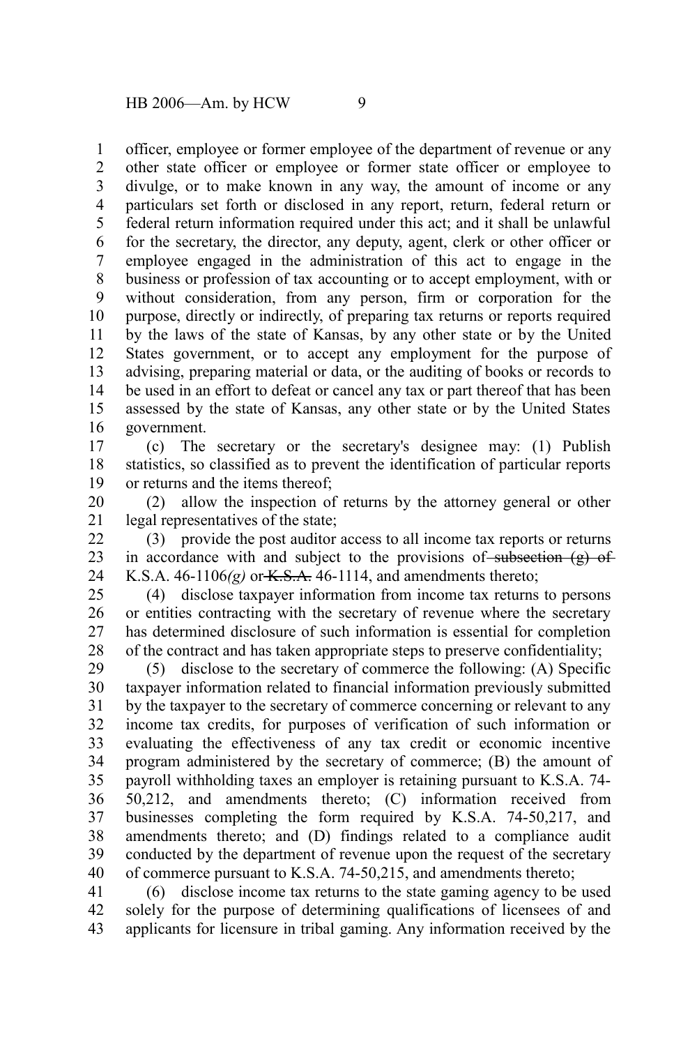officer, employee or former employee of the department of revenue or any other state officer or employee or former state officer or employee to divulge, or to make known in any way, the amount of income or any particulars set forth or disclosed in any report, return, federal return or federal return information required under this act; and it shall be unlawful for the secretary, the director, any deputy, agent, clerk or other officer or employee engaged in the administration of this act to engage in the business or profession of tax accounting or to accept employment, with or without consideration, from any person, firm or corporation for the purpose, directly or indirectly, of preparing tax returns or reports required by the laws of the state of Kansas, by any other state or by the United States government, or to accept any employment for the purpose of advising, preparing material or data, or the auditing of books or records to be used in an effort to defeat or cancel any tax or part thereof that has been assessed by the state of Kansas, any other state or by the United States government.

(c) The secretary or the secretary's designee may: (1) Publish statistics, so classified as to prevent the identification of particular reports or returns and the items thereof;

(2) allow the inspection of returns by the attorney general or other legal representatives of the state;

(3) provide the post auditor access to all income tax reports or returns in accordance with and subject to the provisions of ~~subsection (g) of~~ K.S.A. 46-1106*(g)* or ~~K.S.A.~~ 46-1114, and amendments thereto;

(4) disclose taxpayer information from income tax returns to persons or entities contracting with the secretary of revenue where the secretary has determined disclosure of such information is essential for completion of the contract and has taken appropriate steps to preserve confidentiality;

(5) disclose to the secretary of commerce the following: (A) Specific taxpayer information related to financial information previously submitted by the taxpayer to the secretary of commerce concerning or relevant to any income tax credits, for purposes of verification of such information or evaluating the effectiveness of any tax credit or economic incentive program administered by the secretary of commerce; (B) the amount of payroll withholding taxes an employer is retaining pursuant to K.S.A. 74-50,212, and amendments thereto; (C) information received from businesses completing the form required by K.S.A. 74-50,217, and amendments thereto; and (D) findings related to a compliance audit conducted by the department of revenue upon the request of the secretary of commerce pursuant to K.S.A. 74-50,215, and amendments thereto;

(6) disclose income tax returns to the state gaming agency to be used solely for the purpose of determining qualifications of licensees of and applicants for licensure in tribal gaming. Any information received by the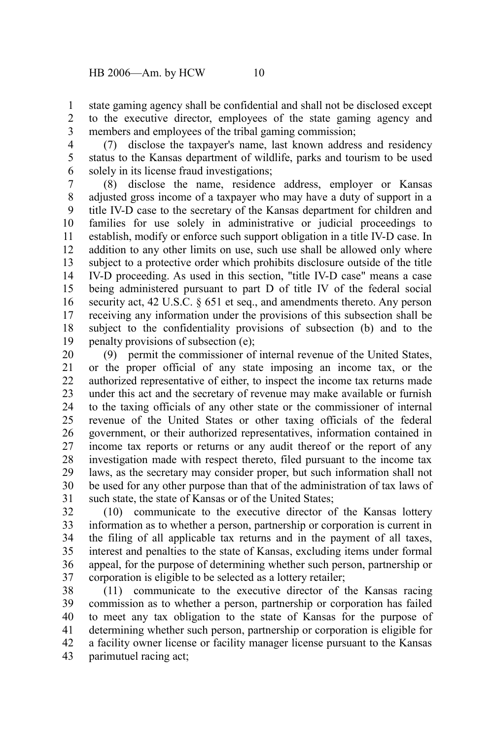state gaming agency shall be confidential and shall not be disclosed except to the executive director, employees of the state gaming agency and members and employees of the tribal gaming commission;

(7) disclose the taxpayer's name, last known address and residency status to the Kansas department of wildlife, parks and tourism to be used solely in its license fraud investigations;

(8) disclose the name, residence address, employer or Kansas adjusted gross income of a taxpayer who may have a duty of support in a title IV-D case to the secretary of the Kansas department for children and families for use solely in administrative or judicial proceedings to establish, modify or enforce such support obligation in a title IV-D case. In addition to any other limits on use, such use shall be allowed only where subject to a protective order which prohibits disclosure outside of the title IV-D proceeding. As used in this section, "title IV-D case" means a case being administered pursuant to part D of title IV of the federal social security act, 42 U.S.C. § 651 et seq., and amendments thereto. Any person receiving any information under the provisions of this subsection shall be subject to the confidentiality provisions of subsection (b) and to the penalty provisions of subsection (e);

(9) permit the commissioner of internal revenue of the United States, or the proper official of any state imposing an income tax, or the authorized representative of either, to inspect the income tax returns made under this act and the secretary of revenue may make available or furnish to the taxing officials of any other state or the commissioner of internal revenue of the United States or other taxing officials of the federal government, or their authorized representatives, information contained in income tax reports or returns or any audit thereof or the report of any investigation made with respect thereto, filed pursuant to the income tax laws, as the secretary may consider proper, but such information shall not be used for any other purpose than that of the administration of tax laws of such state, the state of Kansas or of the United States;

(10) communicate to the executive director of the Kansas lottery information as to whether a person, partnership or corporation is current in the filing of all applicable tax returns and in the payment of all taxes, interest and penalties to the state of Kansas, excluding items under formal appeal, for the purpose of determining whether such person, partnership or corporation is eligible to be selected as a lottery retailer;

(11) communicate to the executive director of the Kansas racing commission as to whether a person, partnership or corporation has failed to meet any tax obligation to the state of Kansas for the purpose of determining whether such person, partnership or corporation is eligible for a facility owner license or facility manager license pursuant to the Kansas parimutuel racing act;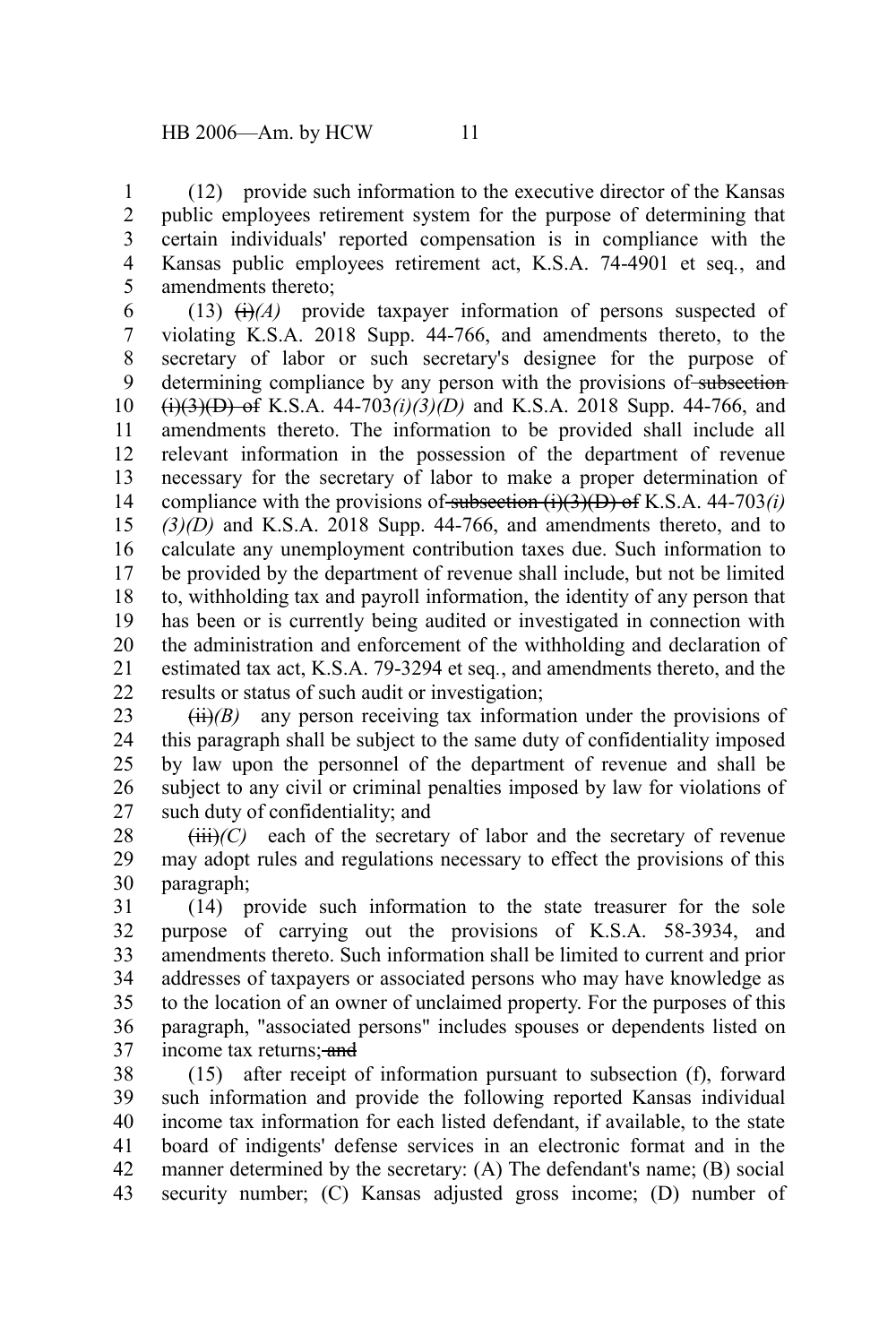(12) provide such information to the executive director of the Kansas public employees retirement system for the purpose of determining that certain individuals' reported compensation is in compliance with the Kansas public employees retirement act, K.S.A. 74-4901 et seq., and amendments thereto;

(13) ~~(i)~~*(A)* provide taxpayer information of persons suspected of violating K.S.A. 2018 Supp. 44-766, and amendments thereto, to the secretary of labor or such secretary's designee for the purpose of determining compliance by any person with the provisions of ~~subsection (i)(3)(D) of~~ K.S.A. 44-703*(i)(3)(D)* and K.S.A. 2018 Supp. 44-766, and amendments thereto. The information to be provided shall include all relevant information in the possession of the department of revenue necessary for the secretary of labor to make a proper determination of compliance with the provisions of ~~subsection (i)(3)(D) of~~ K.S.A. 44-703*(i)(3)(D)* and K.S.A. 2018 Supp. 44-766, and amendments thereto, and to calculate any unemployment contribution taxes due. Such information to be provided by the department of revenue shall include, but not be limited to, withholding tax and payroll information, the identity of any person that has been or is currently being audited or investigated in connection with the administration and enforcement of the withholding and declaration of estimated tax act, K.S.A. 79-3294 et seq., and amendments thereto, and the results or status of such audit or investigation;

~~(ii)~~*(B)* any person receiving tax information under the provisions of this paragraph shall be subject to the same duty of confidentiality imposed by law upon the personnel of the department of revenue and shall be subject to any civil or criminal penalties imposed by law for violations of such duty of confidentiality; and

~~(iii)~~*(C)* each of the secretary of labor and the secretary of revenue may adopt rules and regulations necessary to effect the provisions of this paragraph;

(14) provide such information to the state treasurer for the sole purpose of carrying out the provisions of K.S.A. 58-3934, and amendments thereto. Such information shall be limited to current and prior addresses of taxpayers or associated persons who may have knowledge as to the location of an owner of unclaimed property. For the purposes of this paragraph, "associated persons" includes spouses or dependents listed on income tax returns; ~~and~~

(15) after receipt of information pursuant to subsection (f), forward such information and provide the following reported Kansas individual income tax information for each listed defendant, if available, to the state board of indigents' defense services in an electronic format and in the manner determined by the secretary: (A) The defendant's name; (B) social security number; (C) Kansas adjusted gross income; (D) number of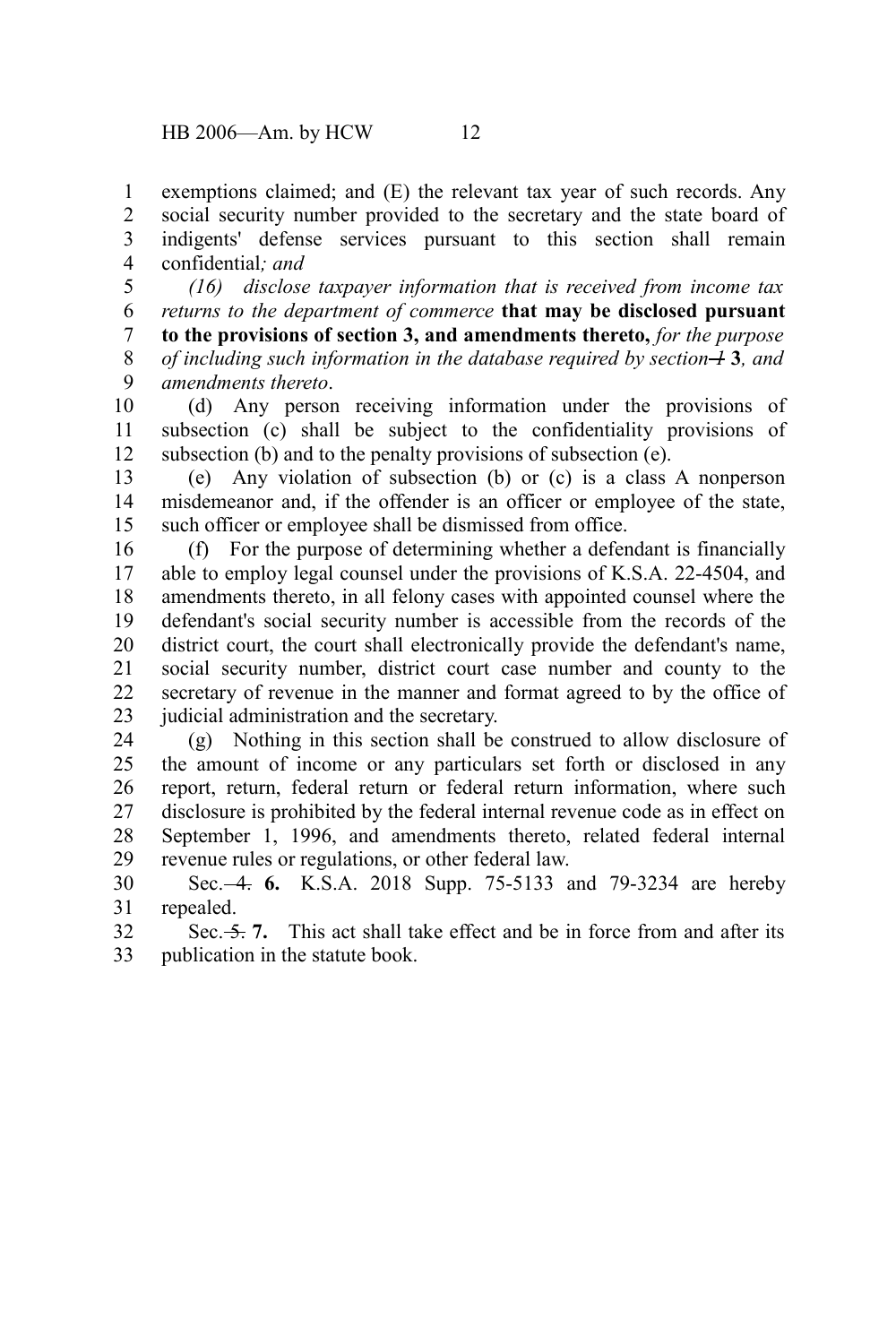exemptions claimed; and (E) the relevant tax year of such records. Any social security number provided to the secretary and the state board of indigents' defense services pursuant to this section shall remain confidential*; and*

*(16) disclose taxpayer information that is received from income tax returns to the department of commerce* **that may be disclosed pursuant to the provisions of section 3, and amendments thereto,** *for the purpose of including such information in the database required by section* ~~*1*~~ **3***, and amendments thereto*.

(d) Any person receiving information under the provisions of subsection (c) shall be subject to the confidentiality provisions of subsection (b) and to the penalty provisions of subsection (e).

(e) Any violation of subsection (b) or (c) is a class A nonperson misdemeanor and, if the offender is an officer or employee of the state, such officer or employee shall be dismissed from office.

(f) For the purpose of determining whether a defendant is financially able to employ legal counsel under the provisions of K.S.A. 22-4504, and amendments thereto, in all felony cases with appointed counsel where the defendant's social security number is accessible from the records of the district court, the court shall electronically provide the defendant's name, social security number, district court case number and county to the secretary of revenue in the manner and format agreed to by the office of judicial administration and the secretary.

(g) Nothing in this section shall be construed to allow disclosure of the amount of income or any particulars set forth or disclosed in any report, return, federal return or federal return information, where such disclosure is prohibited by the federal internal revenue code as in effect on September 1, 1996, and amendments thereto, related federal internal revenue rules or regulations, or other federal law.

Sec. ~~4.~~ **6.** K.S.A. 2018 Supp. 75-5133 and 79-3234 are hereby repealed.

Sec. ~~5.~~ **7.** This act shall take effect and be in force from and after its publication in the statute book.